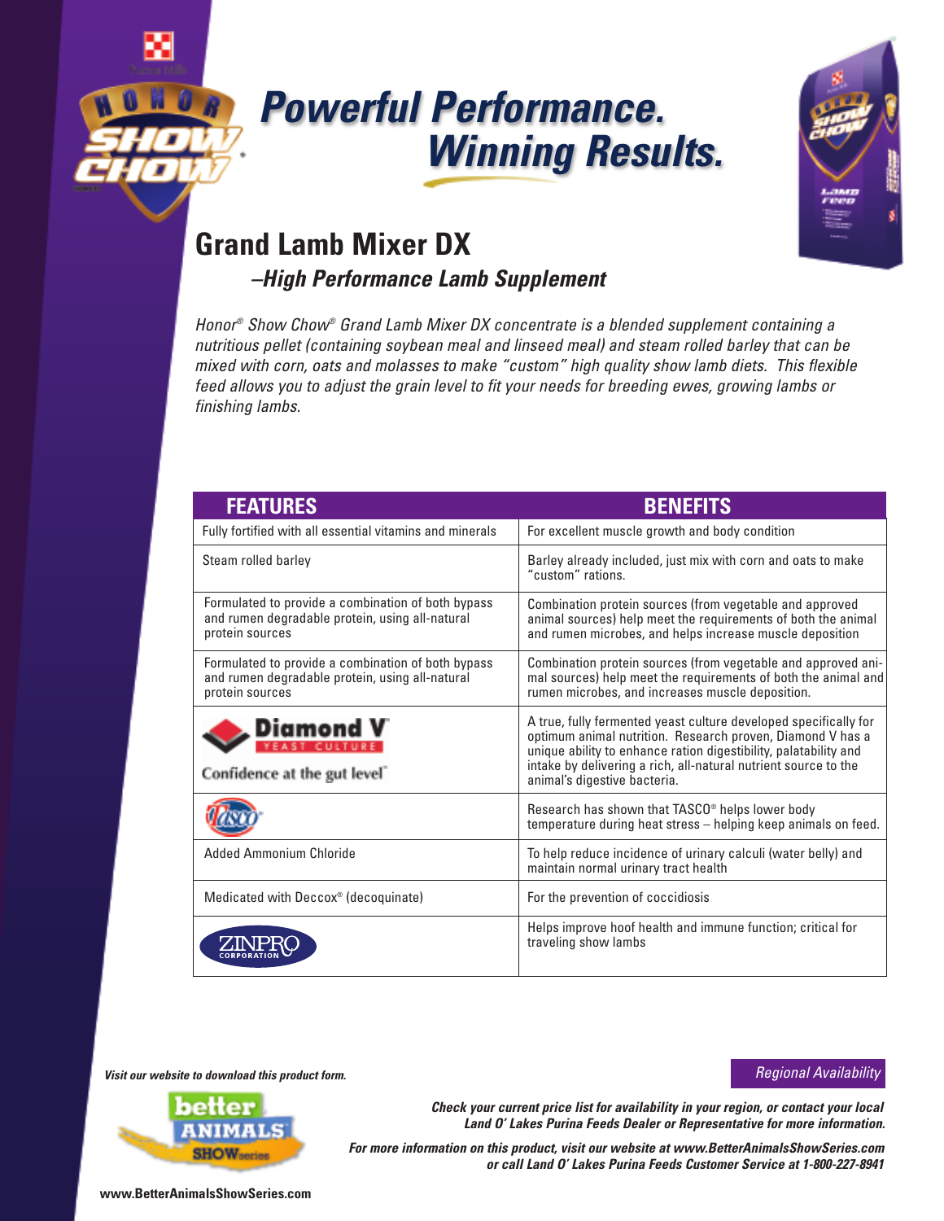# Powerful Performance. Winning Results.

## Grand Lamb Mixer DX

### –High Performance Lamb Supplement

*Honor® Show Chow® Grand Lamb Mixer DX concentrate is a blended supplement containing a nutritious pellet (containing soybean meal and linseed meal) and steam rolled barley that can be mixed with corn, oats and molasses to make "custom" high quality show lamb diets. This flexible feed allows you to adjust the grain level to fit your needs for breeding ewes, growing lambs or finishing lambs.*

| FEATURES | BENEFITS |
|---|---|
| Fully fortified with all essential vitamins and minerals | For excellent muscle growth and body condition |
| Steam rolled barley | Barley already included, just mix with corn and oats to make "custom" rations. |
| Formulated to provide a combination of both bypass and rumen degradable protein, using all-natural protein sources | Combination protein sources (from vegetable and approved animal sources) help meet the requirements of both the animal and rumen microbes, and helps increase muscle deposition |
| Formulated to provide a combination of both bypass and rumen degradable protein, using all-natural protein sources | Combination protein sources (from vegetable and approved animal sources) help meet the requirements of both the animal and rumen microbes, and increases muscle deposition. |
| Diamond V® YEAST CULTURE Confidence at the gut level™ | A true, fully fermented yeast culture developed specifically for optimum animal nutrition. Research proven, Diamond V has a unique ability to enhance ration digestibility, palatability and intake by delivering a rich, all-natural nutrient source to the animal's digestive bacteria. |
| Tasco® | Research has shown that TASCO® helps lower body temperature during heat stress – helping keep animals on feed. |
| Added Ammonium Chloride | To help reduce incidence of urinary calculi (water belly) and maintain normal urinary tract health |
| Medicated with Deccox® (decoquinate) | For the prevention of coccidiosis |
| ZINPRO CORPORATION | Helps improve hoof health and immune function; critical for traveling show lambs |

***Visit our website to download this product form.***

*Regional Availability*

***Check your current price list for availability in your region, or contact your local Land O' Lakes Purina Feeds Dealer or Representative for more information.***

***For more information on this product, visit our website at www.BetterAnimalsShowSeries.com or call Land O' Lakes Purina Feeds Customer Service at 1-800-227-8941***

**www.BetterAnimalsShowSeries.com**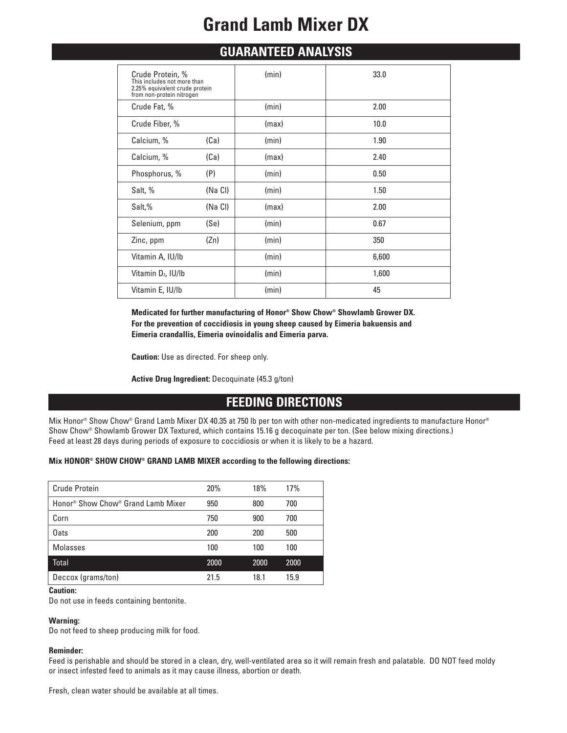# Grand Lamb Mixer DX

## GUARANTEED ANALYSIS

| | | | |
|---|---|---|---|
| Crude Protein, % This includes not more than 2.25% equivalent crude protein from non-protein nitrogen | | (min) | 33.0 |
| Crude Fat, % | | (min) | 2.00 |
| Crude Fiber, % | | (max) | 10.0 |
| Calcium, % | (Ca) | (min) | 1.90 |
| Calcium, % | (Ca) | (max) | 2.40 |
| Phosphorus, % | (P) | (min) | 0.50 |
| Salt, % | (Na Cl) | (min) | 1.50 |
| Salt,% | (Na Cl) | (max) | 2.00 |
| Selenium, ppm | (Se) | (min) | 0.67 |
| Zinc, ppm | (Zn) | (min) | 350 |
| Vitamin A, IU/lb | | (min) | 6,600 |
| Vitamin $D_3$, IU/lb | | (min) | 1,600 |
| Vitamin E, IU/lb | | (min) | 45 |

**Medicated for further manufacturing of Honor® Show Chow® Showlamb Grower DX. For the prevention of coccidiosis in young sheep caused by Eimeria bakuensis and Eimeria crandallis, Eimeria ovinoidalis and Eimeria parva.**

**Caution:** Use as directed. For sheep only.

**Active Drug Ingredient:** Decoquinate (45.3 g/ton)

## FEEDING DIRECTIONS

Mix Honor® Show Chow® Grand Lamb Mixer DX 40.35 at 750 lb per ton with other non-medicated ingredients to manufacture Honor® Show Chow® Showlamb Grower DX Textured, which contains 15.16 g decoquinate per ton. (See below mixing directions.)
Feed at least 28 days during periods of exposure to coccidiosis or when it is likely to be a hazard.

**Mix HONOR® SHOW CHOW® GRAND LAMB MIXER according to the following directions:**

| Crude Protein | 20% | 18% | 17% |
|---|---|---|---|
| Honor® Show Chow® Grand Lamb Mixer | 950 | 800 | 700 |
| Corn | 750 | 900 | 700 |
| Oats | 200 | 200 | 500 |
| Molasses | 100 | 100 | 100 |
| Total | 2000 | 2000 | 2000 |
| Deccox (grams/ton) | 21.5 | 18.1 | 15.9 |

**Caution:**
Do not use in feeds containing bentonite.

**Warning:**
Do not feed to sheep producing milk for food.

**Reminder:**
Feed is perishable and should be stored in a clean, dry, well-ventilated area so it will remain fresh and palatable. DO NOT feed moldy or insect infested feed to animals as it may cause illness, abortion or death.

Fresh, clean water should be available at all times.